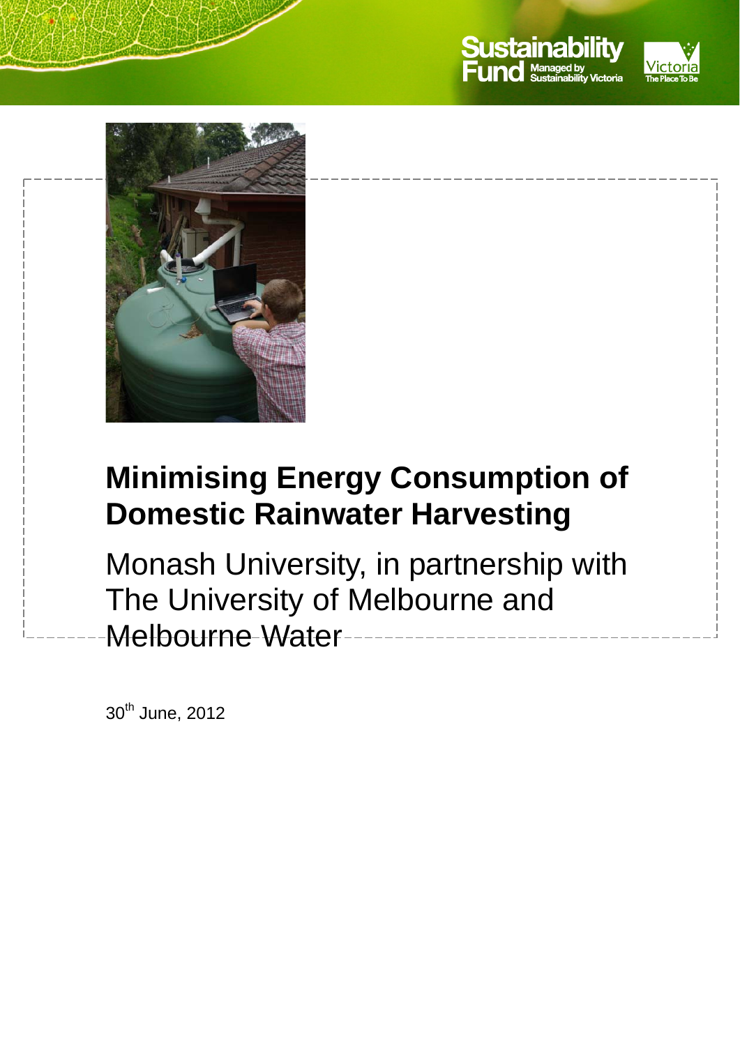Sustainability Fund Managed by Sustainability Victoria

Victoria The Place To Be

# Minimising Energy Consumption of Domestic Rainwater Harvesting

Monash University, in partnership with The University of Melbourne and Melbourne Water

30th June, 2012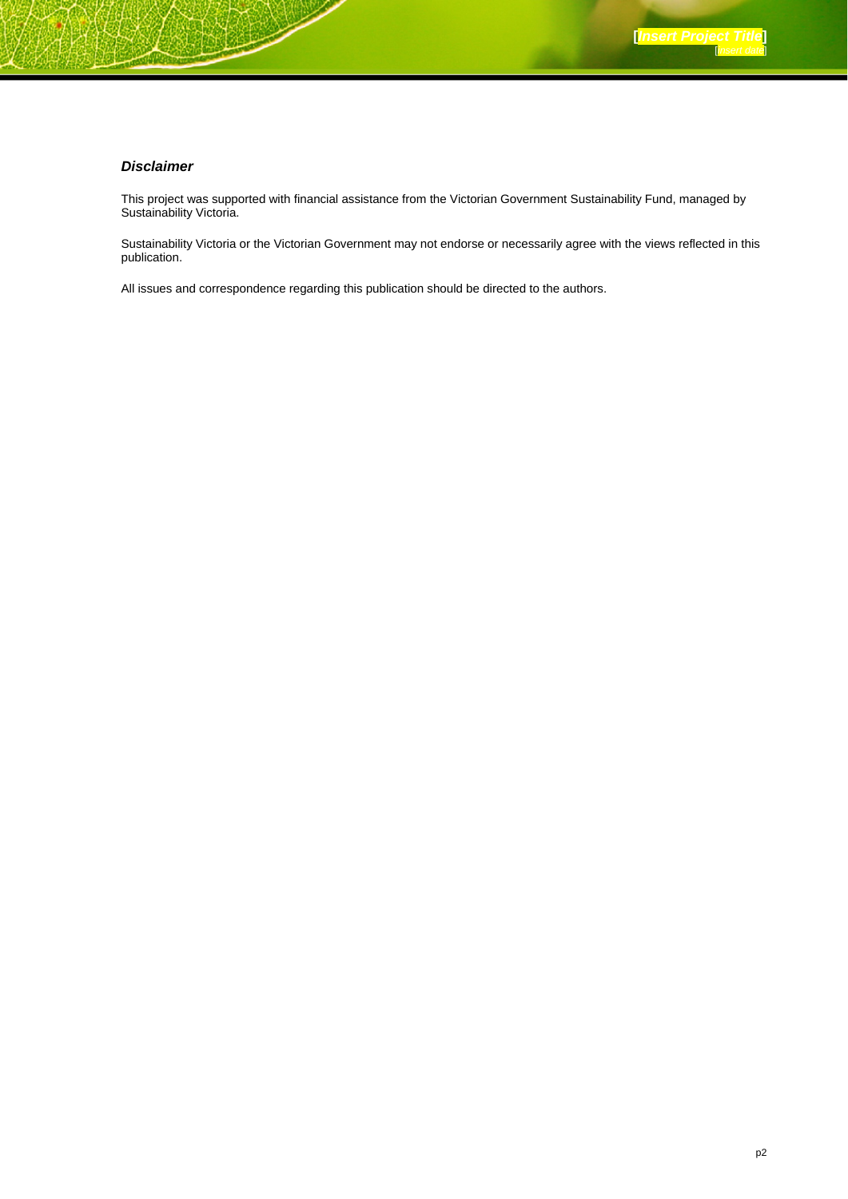***Disclaimer***

This project was supported with financial assistance from the Victorian Government Sustainability Fund, managed by Sustainability Victoria.

Sustainability Victoria or the Victorian Government may not endorse or necessarily agree with the views reflected in this publication.

All issues and correspondence regarding this publication should be directed to the authors.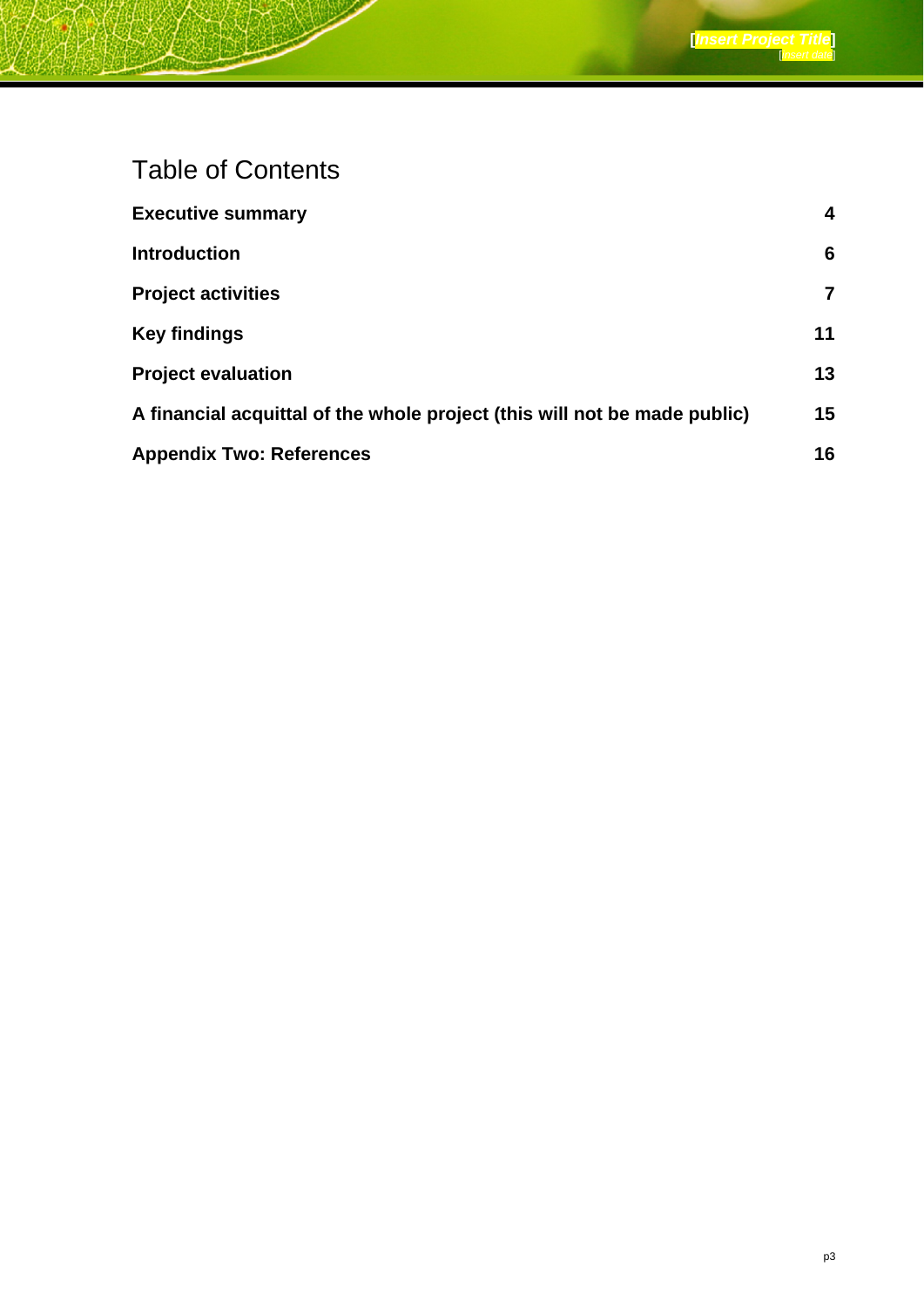# Table of Contents

| | |
|---|---|
| **Executive summary** | **4** |
| **Introduction** | **6** |
| **Project activities** | **7** |
| **Key findings** | **11** |
| **Project evaluation** | **13** |
| **A financial acquittal of the whole project (this will not be made public)** | **15** |
| **Appendix Two: References** | **16** |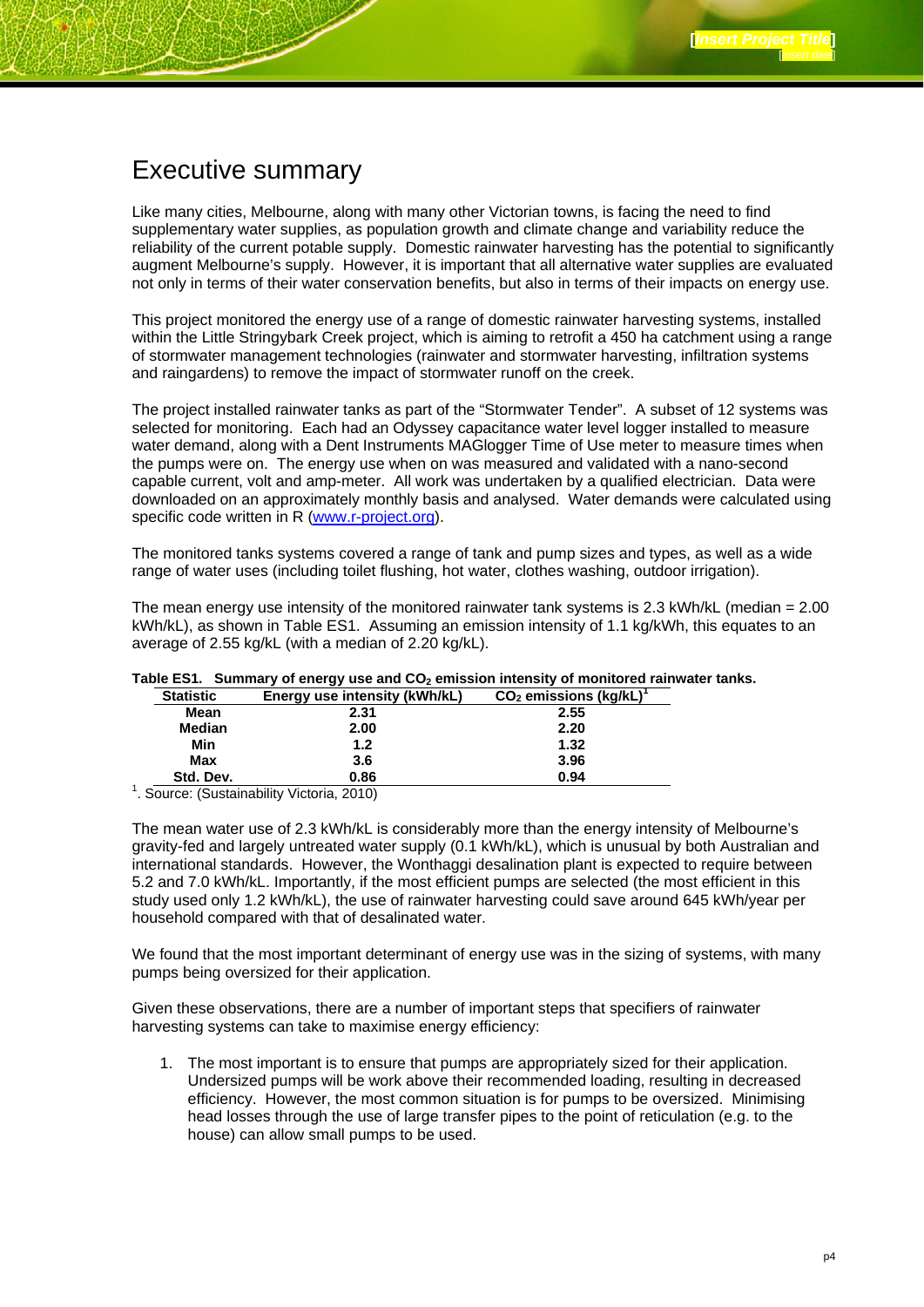# Executive summary

Like many cities, Melbourne, along with many other Victorian towns, is facing the need to find supplementary water supplies, as population growth and climate change and variability reduce the reliability of the current potable supply. Domestic rainwater harvesting has the potential to significantly augment Melbourne's supply. However, it is important that all alternative water supplies are evaluated not only in terms of their water conservation benefits, but also in terms of their impacts on energy use.

This project monitored the energy use of a range of domestic rainwater harvesting systems, installed within the Little Stringybark Creek project, which is aiming to retrofit a 450 ha catchment using a range of stormwater management technologies (rainwater and stormwater harvesting, infiltration systems and raingardens) to remove the impact of stormwater runoff on the creek.

The project installed rainwater tanks as part of the "Stormwater Tender". A subset of 12 systems was selected for monitoring. Each had an Odyssey capacitance water level logger installed to measure water demand, along with a Dent Instruments MAGlogger Time of Use meter to measure times when the pumps were on. The energy use when on was measured and validated with a nano-second capable current, volt and amp-meter. All work was undertaken by a qualified electrician. Data were downloaded on an approximately monthly basis and analysed. Water demands were calculated using specific code written in R (www.r-project.org).

The monitored tanks systems covered a range of tank and pump sizes and types, as well as a wide range of water uses (including toilet flushing, hot water, clothes washing, outdoor irrigation).

The mean energy use intensity of the monitored rainwater tank systems is 2.3 kWh/kL (median = 2.00 kWh/kL), as shown in Table ES1. Assuming an emission intensity of 1.1 kg/kWh, this equates to an average of 2.55 kg/kL (with a median of 2.20 kg/kL).

**Table ES1. Summary of energy use and $CO_2$ emission intensity of monitored rainwater tanks.**

| Statistic | Energy use intensity (kWh/kL) | $CO_2$ emissions (kg/kL)[1] |
|---|---|---|
| **Mean** | **2.31** | **2.55** |
| **Median** | **2.00** | **2.20** |
| **Min** | **1.2** | **1.32** |
| **Max** | **3.6** | **3.96** |
| **Std. Dev.** | **0.86** | **0.94** |

[1]. Source: (Sustainability Victoria, 2010)

The mean water use of 2.3 kWh/kL is considerably more than the energy intensity of Melbourne's gravity-fed and largely untreated water supply (0.1 kWh/kL), which is unusual by both Australian and international standards. However, the Wonthaggi desalination plant is expected to require between 5.2 and 7.0 kWh/kL. Importantly, if the most efficient pumps are selected (the most efficient in this study used only 1.2 kWh/kL), the use of rainwater harvesting could save around 645 kWh/year per household compared with that of desalinated water.

We found that the most important determinant of energy use was in the sizing of systems, with many pumps being oversized for their application.

Given these observations, there are a number of important steps that specifiers of rainwater harvesting systems can take to maximise energy efficiency:

1. The most important is to ensure that pumps are appropriately sized for their application. Undersized pumps will be work above their recommended loading, resulting in decreased efficiency. However, the most common situation is for pumps to be oversized. Minimising head losses through the use of large transfer pipes to the point of reticulation (e.g. to the house) can allow small pumps to be used.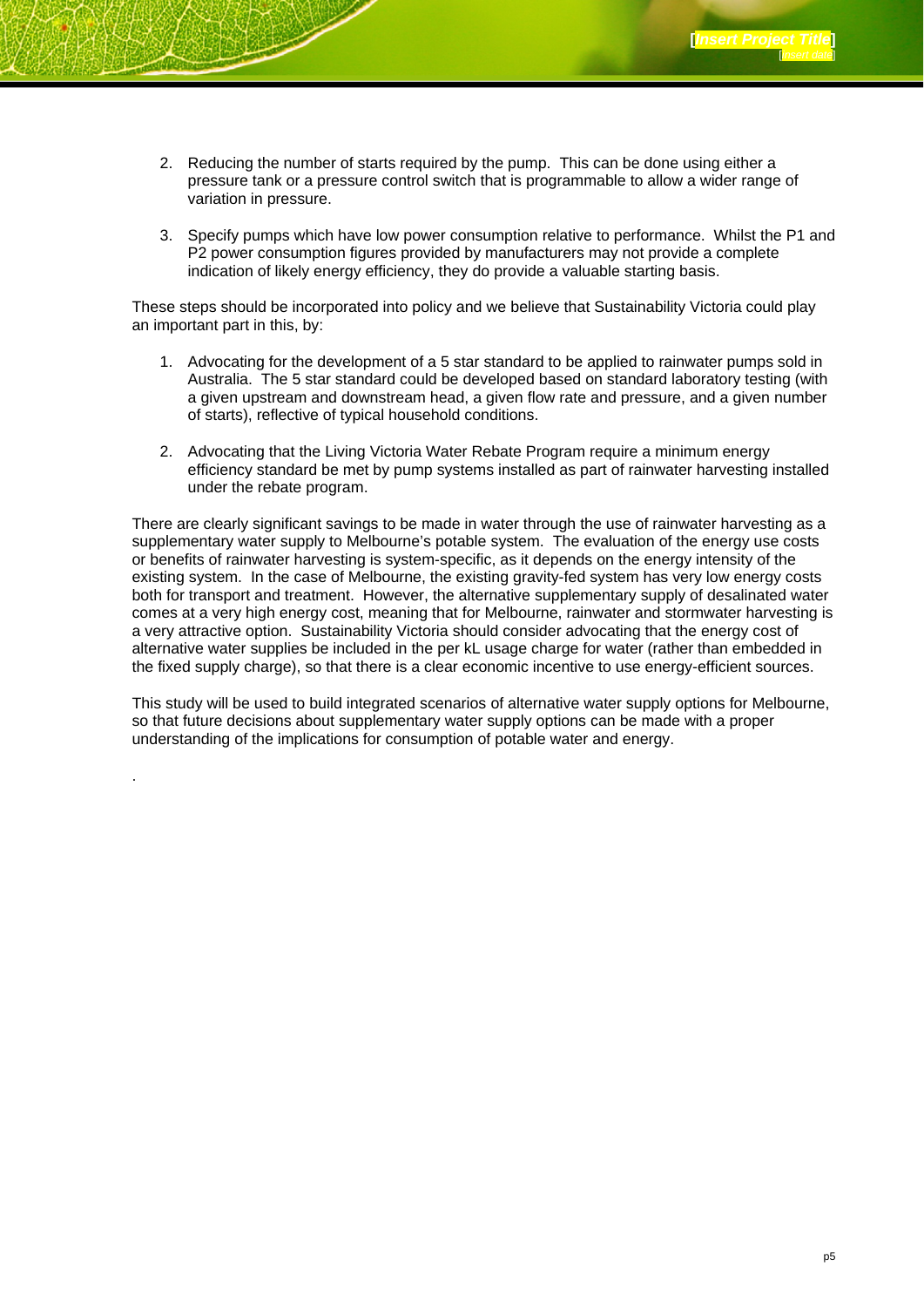2. Reducing the number of starts required by the pump. This can be done using either a pressure tank or a pressure control switch that is programmable to allow a wider range of variation in pressure.

3. Specify pumps which have low power consumption relative to performance. Whilst the P1 and P2 power consumption figures provided by manufacturers may not provide a complete indication of likely energy efficiency, they do provide a valuable starting basis.

These steps should be incorporated into policy and we believe that Sustainability Victoria could play an important part in this, by:

1. Advocating for the development of a 5 star standard to be applied to rainwater pumps sold in Australia. The 5 star standard could be developed based on standard laboratory testing (with a given upstream and downstream head, a given flow rate and pressure, and a given number of starts), reflective of typical household conditions.

2. Advocating that the Living Victoria Water Rebate Program require a minimum energy efficiency standard be met by pump systems installed as part of rainwater harvesting installed under the rebate program.

There are clearly significant savings to be made in water through the use of rainwater harvesting as a supplementary water supply to Melbourne's potable system. The evaluation of the energy use costs or benefits of rainwater harvesting is system-specific, as it depends on the energy intensity of the existing system. In the case of Melbourne, the existing gravity-fed system has very low energy costs both for transport and treatment. However, the alternative supplementary supply of desalinated water comes at a very high energy cost, meaning that for Melbourne, rainwater and stormwater harvesting is a very attractive option. Sustainability Victoria should consider advocating that the energy cost of alternative water supplies be included in the per kL usage charge for water (rather than embedded in the fixed supply charge), so that there is a clear economic incentive to use energy-efficient sources.

This study will be used to build integrated scenarios of alternative water supply options for Melbourne, so that future decisions about supplementary water supply options can be made with a proper understanding of the implications for consumption of potable water and energy.

.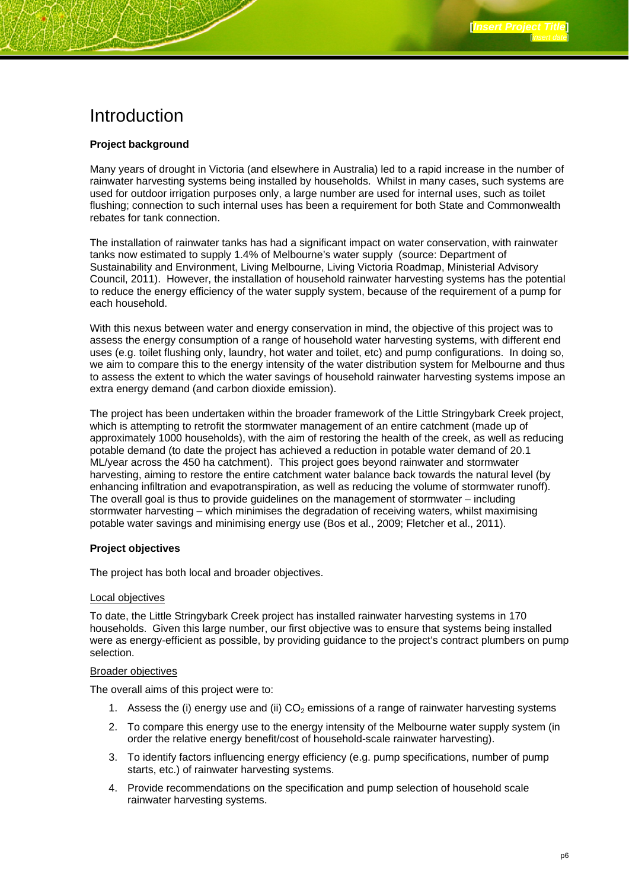# Introduction

**Project background**

Many years of drought in Victoria (and elsewhere in Australia) led to a rapid increase in the number of rainwater harvesting systems being installed by households. Whilst in many cases, such systems are used for outdoor irrigation purposes only, a large number are used for internal uses, such as toilet flushing; connection to such internal uses has been a requirement for both State and Commonwealth rebates for tank connection.

The installation of rainwater tanks has had a significant impact on water conservation, with rainwater tanks now estimated to supply 1.4% of Melbourne's water supply (source: Department of Sustainability and Environment, Living Melbourne, Living Victoria Roadmap, Ministerial Advisory Council, 2011). However, the installation of household rainwater harvesting systems has the potential to reduce the energy efficiency of the water supply system, because of the requirement of a pump for each household.

With this nexus between water and energy conservation in mind, the objective of this project was to assess the energy consumption of a range of household water harvesting systems, with different end uses (e.g. toilet flushing only, laundry, hot water and toilet, etc) and pump configurations. In doing so, we aim to compare this to the energy intensity of the water distribution system for Melbourne and thus to assess the extent to which the water savings of household rainwater harvesting systems impose an extra energy demand (and carbon dioxide emission).

The project has been undertaken within the broader framework of the Little Stringybark Creek project, which is attempting to retrofit the stormwater management of an entire catchment (made up of approximately 1000 households), with the aim of restoring the health of the creek, as well as reducing potable demand (to date the project has achieved a reduction in potable water demand of 20.1 ML/year across the 450 ha catchment). This project goes beyond rainwater and stormwater harvesting, aiming to restore the entire catchment water balance back towards the natural level (by enhancing infiltration and evapotranspiration, as well as reducing the volume of stormwater runoff). The overall goal is thus to provide guidelines on the management of stormwater – including stormwater harvesting – which minimises the degradation of receiving waters, whilst maximising potable water savings and minimising energy use (Bos et al., 2009; Fletcher et al., 2011).

**Project objectives**

The project has both local and broader objectives.

Local objectives

To date, the Little Stringybark Creek project has installed rainwater harvesting systems in 170 households. Given this large number, our first objective was to ensure that systems being installed were as energy-efficient as possible, by providing guidance to the project's contract plumbers on pump selection.

Broader objectives

The overall aims of this project were to:

1. Assess the (i) energy use and (ii) $CO_2$ emissions of a range of rainwater harvesting systems
2. To compare this energy use to the energy intensity of the Melbourne water supply system (in order the relative energy benefit/cost of household-scale rainwater harvesting).
3. To identify factors influencing energy efficiency (e.g. pump specifications, number of pump starts, etc.) of rainwater harvesting systems.
4. Provide recommendations on the specification and pump selection of household scale rainwater harvesting systems.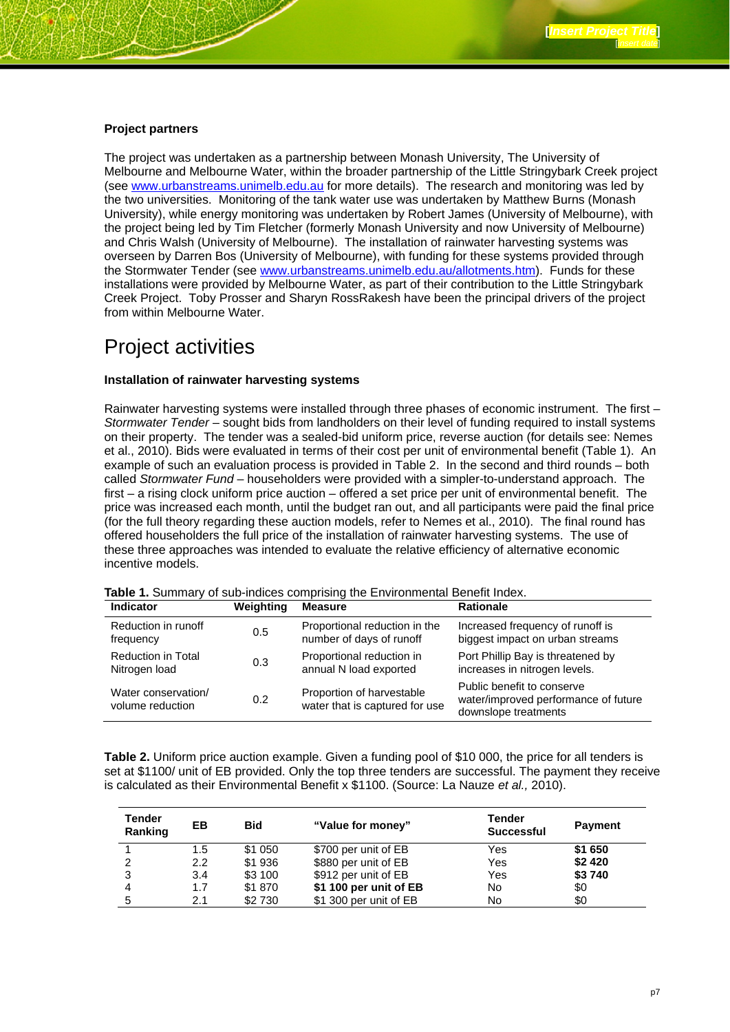**Project partners**

The project was undertaken as a partnership between Monash University, The University of Melbourne and Melbourne Water, within the broader partnership of the Little Stringybark Creek project (see www.urbanstreams.unimelb.edu.au for more details). The research and monitoring was led by the two universities. Monitoring of the tank water use was undertaken by Matthew Burns (Monash University), while energy monitoring was undertaken by Robert James (University of Melbourne), with the project being led by Tim Fletcher (formerly Monash University and now University of Melbourne) and Chris Walsh (University of Melbourne). The installation of rainwater harvesting systems was overseen by Darren Bos (University of Melbourne), with funding for these systems provided through the Stormwater Tender (see www.urbanstreams.unimelb.edu.au/allotments.htm). Funds for these installations were provided by Melbourne Water, as part of their contribution to the Little Stringybark Creek Project. Toby Prosser and Sharyn RossRakesh have been the principal drivers of the project from within Melbourne Water.

# Project activities

**Installation of rainwater harvesting systems**

Rainwater harvesting systems were installed through three phases of economic instrument. The first – *Stormwater Tender* – sought bids from landholders on their level of funding required to install systems on their property. The tender was a sealed-bid uniform price, reverse auction (for details see: Nemes et al., 2010). Bids were evaluated in terms of their cost per unit of environmental benefit (Table 1). An example of such an evaluation process is provided in Table 2. In the second and third rounds – both called *Stormwater Fund* – householders were provided with a simpler-to-understand approach. The first – a rising clock uniform price auction – offered a set price per unit of environmental benefit. The price was increased each month, until the budget ran out, and all participants were paid the final price (for the full theory regarding these auction models, refer to Nemes et al., 2010). The final round has offered householders the full price of the installation of rainwater harvesting systems. The use of these three approaches was intended to evaluate the relative efficiency of alternative economic incentive models.

**Table 1.** Summary of sub-indices comprising the Environmental Benefit Index.

| Indicator | Weighting | Measure | Rationale |
|---|---|---|---|
| Reduction in runoff frequency | 0.5 | Proportional reduction in the number of days of runoff | Increased frequency of runoff is biggest impact on urban streams |
| Reduction in Total Nitrogen load | 0.3 | Proportional reduction in annual N load exported | Port Phillip Bay is threatened by increases in nitrogen levels. |
| Water conservation/ volume reduction | 0.2 | Proportion of harvestable water that is captured for use | Public benefit to conserve water/improved performance of future downslope treatments |

**Table 2.** Uniform price auction example. Given a funding pool of $10 000, the price for all tenders is set at $1100/ unit of EB provided. Only the top three tenders are successful. The payment they receive is calculated as their Environmental Benefit x $1100. (Source: La Nauze *et al.,* 2010).

| Tender Ranking | EB | Bid | "Value for money" | Tender Successful | Payment |
|---|---|---|---|---|---|
| 1 | 1.5 | $1 050 | $700 per unit of EB | Yes | **$1 650** |
| 2 | 2.2 | $1 936 | $880 per unit of EB | Yes | **$2 420** |
| 3 | 3.4 | $3 100 | $912 per unit of EB | Yes | **$3 740** |
| 4 | 1.7 | $1 870 | **$1 100 per unit of EB** | No | $0 |
| 5 | 2.1 | $2 730 | $1 300 per unit of EB | No | $0 |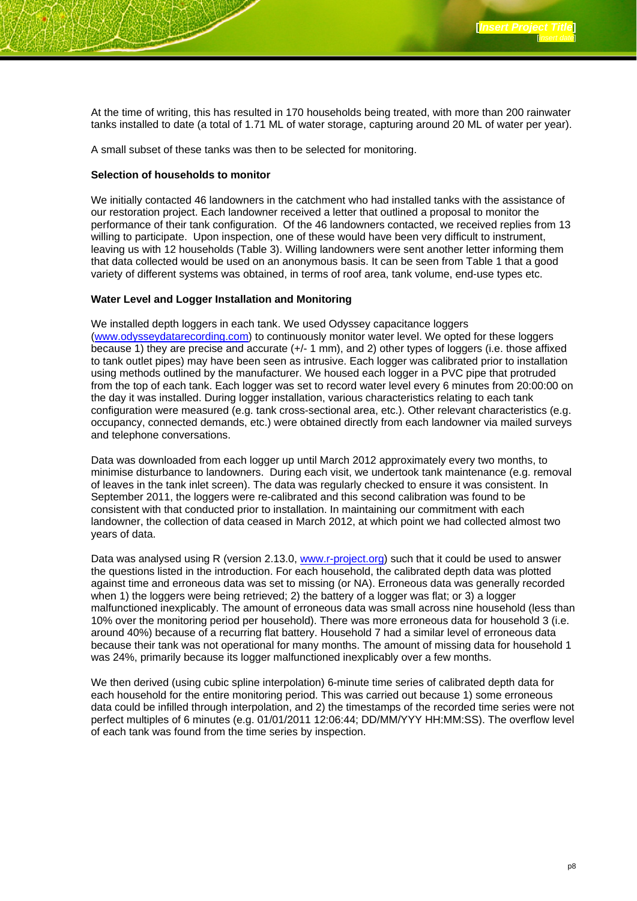At the time of writing, this has resulted in 170 households being treated, with more than 200 rainwater tanks installed to date (a total of 1.71 ML of water storage, capturing around 20 ML of water per year).

A small subset of these tanks was then to be selected for monitoring.

**Selection of households to monitor**

We initially contacted 46 landowners in the catchment who had installed tanks with the assistance of our restoration project. Each landowner received a letter that outlined a proposal to monitor the performance of their tank configuration. Of the 46 landowners contacted, we received replies from 13 willing to participate. Upon inspection, one of these would have been very difficult to instrument, leaving us with 12 households (Table 3). Willing landowners were sent another letter informing them that data collected would be used on an anonymous basis. It can be seen from Table 1 that a good variety of different systems was obtained, in terms of roof area, tank volume, end-use types etc.

**Water Level and Logger Installation and Monitoring**

We installed depth loggers in each tank. We used Odyssey capacitance loggers (www.odysseydatarecording.com) to continuously monitor water level. We opted for these loggers because 1) they are precise and accurate (+/- 1 mm), and 2) other types of loggers (i.e. those affixed to tank outlet pipes) may have been seen as intrusive. Each logger was calibrated prior to installation using methods outlined by the manufacturer. We housed each logger in a PVC pipe that protruded from the top of each tank. Each logger was set to record water level every 6 minutes from 20:00:00 on the day it was installed. During logger installation, various characteristics relating to each tank configuration were measured (e.g. tank cross-sectional area, etc.). Other relevant characteristics (e.g. occupancy, connected demands, etc.) were obtained directly from each landowner via mailed surveys and telephone conversations.

Data was downloaded from each logger up until March 2012 approximately every two months, to minimise disturbance to landowners. During each visit, we undertook tank maintenance (e.g. removal of leaves in the tank inlet screen). The data was regularly checked to ensure it was consistent. In September 2011, the loggers were re-calibrated and this second calibration was found to be consistent with that conducted prior to installation. In maintaining our commitment with each landowner, the collection of data ceased in March 2012, at which point we had collected almost two years of data.

Data was analysed using R (version 2.13.0, www.r-project.org) such that it could be used to answer the questions listed in the introduction. For each household, the calibrated depth data was plotted against time and erroneous data was set to missing (or NA). Erroneous data was generally recorded when 1) the loggers were being retrieved; 2) the battery of a logger was flat; or 3) a logger malfunctioned inexplicably. The amount of erroneous data was small across nine household (less than 10% over the monitoring period per household). There was more erroneous data for household 3 (i.e. around 40%) because of a recurring flat battery. Household 7 had a similar level of erroneous data because their tank was not operational for many months. The amount of missing data for household 1 was 24%, primarily because its logger malfunctioned inexplicably over a few months.

We then derived (using cubic spline interpolation) 6-minute time series of calibrated depth data for each household for the entire monitoring period. This was carried out because 1) some erroneous data could be infilled through interpolation, and 2) the timestamps of the recorded time series were not perfect multiples of 6 minutes (e.g. 01/01/2011 12:06:44; DD/MM/YYY HH:MM:SS). The overflow level of each tank was found from the time series by inspection.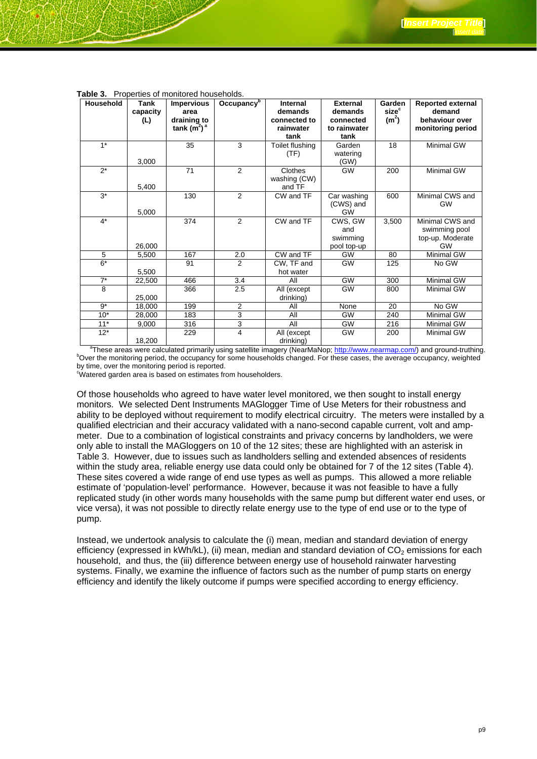**Table 3.** Properties of monitored households.

| Household | Tank capacity (L) | Impervious area draining to tank ($m^2$)[a] | Occupancy[b] | Internal demands connected to rainwater tank | External demands connected to rainwater tank | Garden size[c] ($m^2$) | Reported external demand behaviour over monitoring period |
|---|---|---|---|---|---|---|---|
| 1* | 3,000 | 35 | 3 | Toilet flushing (TF) | Garden watering (GW) | 18 | Minimal GW |
| 2* | 5,400 | 71 | 2 | Clothes washing (CW) and TF | GW | 200 | Minimal GW |
| 3* | 5,000 | 130 | 2 | CW and TF | Car washing (CWS) and GW | 600 | Minimal CWS and GW |
| 4* | 26,000 | 374 | 2 | CW and TF | CWS, GW and swimming pool top-up | 3,500 | Minimal CWS and swimming pool top-up. Moderate GW |
| 5 | 5,500 | 167 | 2.0 | CW and TF | GW | 80 | Minimal GW |
| 6* | 5,500 | 91 | 2 | CW, TF and hot water | GW | 125 | No GW |
| 7* | 22,500 | 466 | 3.4 | All | GW | 300 | Minimal GW |
| 8 | 25,000 | 366 | 2.5 | All (except drinking) | GW | 800 | Minimal GW |
| 9* | 18,000 | 199 | 2 | All | None | 20 | No GW |
| 10* | 28,000 | 183 | 3 | All | GW | 240 | Minimal GW |
| 11* | 9,000 | 316 | 3 | All | GW | 216 | Minimal GW |
| 12* | 18,200 | 229 | 4 | All (except drinking) | GW | 200 | Minimal GW |

[a]These areas were calculated primarily using satellite imagery (NearMaNop; http://www.nearmap.com/) and ground-truthing.
[b]Over the monitoring period, the occupancy for some households changed. For these cases, the average occupancy, weighted by time, over the monitoring period is reported.
[c]Watered garden area is based on estimates from householders.

Of those households who agreed to have water level monitored, we then sought to install energy monitors. We selected Dent Instruments MAGlogger Time of Use Meters for their robustness and ability to be deployed without requirement to modify electrical circuitry. The meters were installed by a qualified electrician and their accuracy validated with a nano-second capable current, volt and amp-meter. Due to a combination of logistical constraints and privacy concerns by landholders, we were only able to install the MAGloggers on 10 of the 12 sites; these are highlighted with an asterisk in Table 3. However, due to issues such as landholders selling and extended absences of residents within the study area, reliable energy use data could only be obtained for 7 of the 12 sites (Table 4). These sites covered a wide range of end use types as well as pumps. This allowed a more reliable estimate of 'population-level' performance. However, because it was not feasible to have a fully replicated study (in other words many households with the same pump but different water end uses, or vice versa), it was not possible to directly relate energy use to the type of end use or to the type of pump.

Instead, we undertook analysis to calculate the (i) mean, median and standard deviation of energy efficiency (expressed in kWh/kL), (ii) mean, median and standard deviation of $CO_2$ emissions for each household, and thus, the (iii) difference between energy use of household rainwater harvesting systems. Finally, we examine the influence of factors such as the number of pump starts on energy efficiency and identify the likely outcome if pumps were specified according to energy efficiency.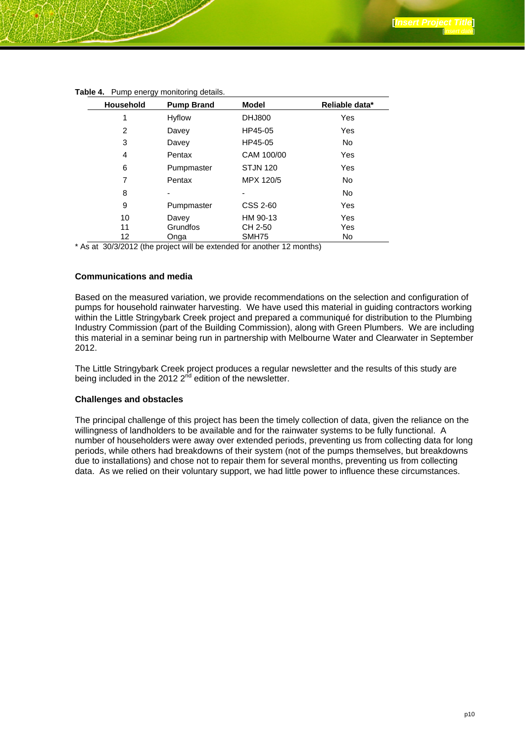**Table 4.** Pump energy monitoring details.

| Household | Pump Brand | Model | Reliable data* |
|---|---|---|---|
| 1 | Hyflow | DHJ800 | Yes |
| 2 | Davey | HP45-05 | Yes |
| 3 | Davey | HP45-05 | No |
| 4 | Pentax | CAM 100/00 | Yes |
| 6 | Pumpmaster | STJN 120 | Yes |
| 7 | Pentax | MPX 120/5 | No |
| 8 | - | - | No |
| 9 | Pumpmaster | CSS 2-60 | Yes |
| 10 | Davey | HM 90-13 | Yes |
| 11 | Grundfos | CH 2-50 | Yes |
| 12 | Onga | SMH75 | No |

* As at 30/3/2012 (the project will be extended for another 12 months)

### Communications and media

Based on the measured variation, we provide recommendations on the selection and configuration of pumps for household rainwater harvesting. We have used this material in guiding contractors working within the Little Stringybark Creek project and prepared a communiqué for distribution to the Plumbing Industry Commission (part of the Building Commission), along with Green Plumbers. We are including this material in a seminar being run in partnership with Melbourne Water and Clearwater in September 2012.

The Little Stringybark Creek project produces a regular newsletter and the results of this study are being included in the 2012 2nd edition of the newsletter.

### Challenges and obstacles

The principal challenge of this project has been the timely collection of data, given the reliance on the willingness of landholders to be available and for the rainwater systems to be fully functional. A number of householders were away over extended periods, preventing us from collecting data for long periods, while others had breakdowns of their system (not of the pumps themselves, but breakdowns due to installations) and chose not to repair them for several months, preventing us from collecting data. As we relied on their voluntary support, we had little power to influence these circumstances.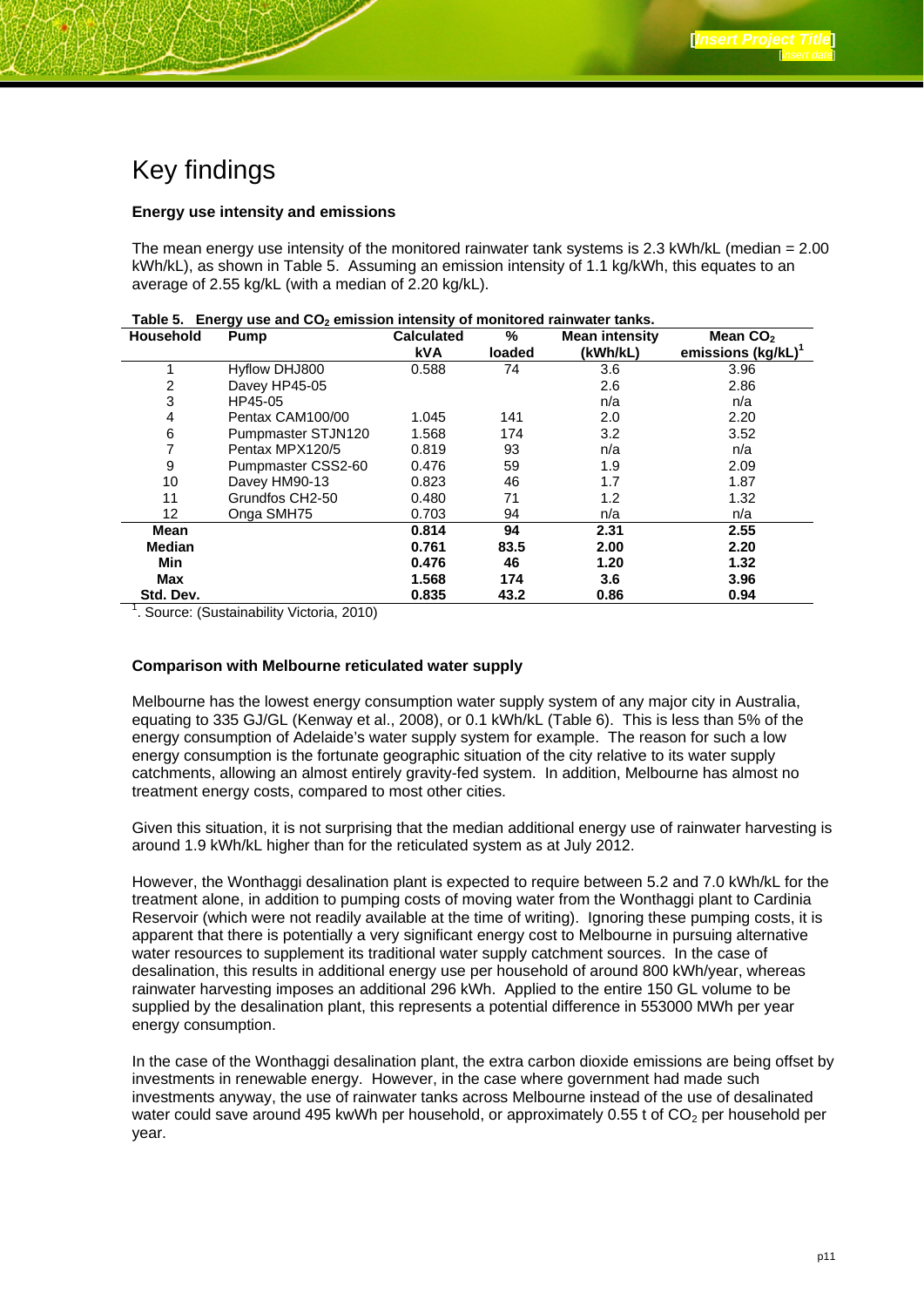# Key findings

**Energy use intensity and emissions**

The mean energy use intensity of the monitored rainwater tank systems is 2.3 kWh/kL (median = 2.00 kWh/kL), as shown in Table 5. Assuming an emission intensity of 1.1 kg/kWh, this equates to an average of 2.55 kg/kL (with a median of 2.20 kg/kL).

**Table 5. Energy use and $CO_2$ emission intensity of monitored rainwater tanks.**

| Household | Pump | Calculated kVA | % loaded | Mean intensity (kWh/kL) | Mean $CO_2$ emissions (kg/kL)[1] |
|---|---|---|---|---|---|
| 1 | Hyflow DHJ800 | 0.588 | 74 | 3.6 | 3.96 |
| 2 | Davey HP45-05 | | | 2.6 | 2.86 |
| 3 | HP45-05 | | | n/a | n/a |
| 4 | Pentax CAM100/00 | 1.045 | 141 | 2.0 | 2.20 |
| 6 | Pumpmaster STJN120 | 1.568 | 174 | 3.2 | 3.52 |
| 7 | Pentax MPX120/5 | 0.819 | 93 | n/a | n/a |
| 9 | Pumpmaster CSS2-60 | 0.476 | 59 | 1.9 | 2.09 |
| 10 | Davey HM90-13 | 0.823 | 46 | 1.7 | 1.87 |
| 11 | Grundfos CH2-50 | 0.480 | 71 | 1.2 | 1.32 |
| 12 | Onga SMH75 | 0.703 | 94 | n/a | n/a |
| **Mean** | | **0.814** | **94** | **2.31** | **2.55** |
| **Median** | | **0.761** | **83.5** | **2.00** | **2.20** |
| **Min** | | **0.476** | **46** | **1.20** | **1.32** |
| **Max** | | **1.568** | **174** | **3.6** | **3.96** |
| **Std. Dev.** | | **0.835** | **43.2** | **0.86** | **0.94** |

[1]. Source: (Sustainability Victoria, 2010)

**Comparison with Melbourne reticulated water supply**

Melbourne has the lowest energy consumption water supply system of any major city in Australia, equating to 335 GJ/GL (Kenway et al., 2008), or 0.1 kWh/kL (Table 6). This is less than 5% of the energy consumption of Adelaide's water supply system for example. The reason for such a low energy consumption is the fortunate geographic situation of the city relative to its water supply catchments, allowing an almost entirely gravity-fed system. In addition, Melbourne has almost no treatment energy costs, compared to most other cities.

Given this situation, it is not surprising that the median additional energy use of rainwater harvesting is around 1.9 kWh/kL higher than for the reticulated system as at July 2012.

However, the Wonthaggi desalination plant is expected to require between 5.2 and 7.0 kWh/kL for the treatment alone, in addition to pumping costs of moving water from the Wonthaggi plant to Cardinia Reservoir (which were not readily available at the time of writing). Ignoring these pumping costs, it is apparent that there is potentially a very significant energy cost to Melbourne in pursuing alternative water resources to supplement its traditional water supply catchment sources. In the case of desalination, this results in additional energy use per household of around 800 kWh/year, whereas rainwater harvesting imposes an additional 296 kWh. Applied to the entire 150 GL volume to be supplied by the desalination plant, this represents a potential difference in 553000 MWh per year energy consumption.

In the case of the Wonthaggi desalination plant, the extra carbon dioxide emissions are being offset by investments in renewable energy. However, in the case where government had made such investments anyway, the use of rainwater tanks across Melbourne instead of the use of desalinated water could save around 495 kwWh per household, or approximately 0.55 t of $CO_2$ per household per year.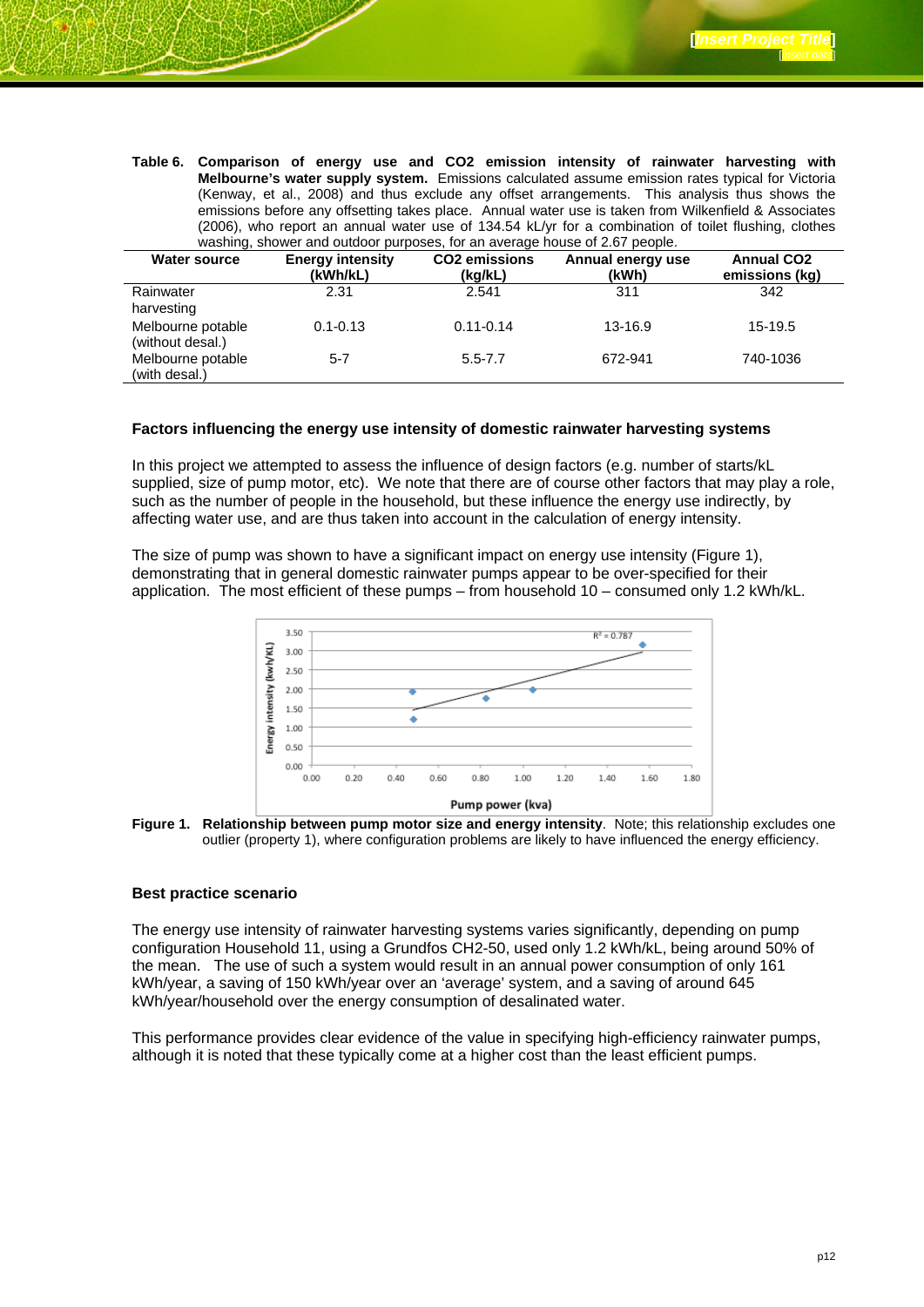**Table 6. Comparison of energy use and CO2 emission intensity of rainwater harvesting with Melbourne's water supply system.** Emissions calculated assume emission rates typical for Victoria (Kenway, et al., 2008) and thus exclude any offset arrangements. This analysis thus shows the emissions before any offsetting takes place. Annual water use is taken from Wilkenfield & Associates (2006), who report an annual water use of 134.54 kL/yr for a combination of toilet flushing, clothes washing, shower and outdoor purposes, for an average house of 2.67 people.

| Water source | Energy intensity (kWh/kL) | CO2 emissions (kg/kL) | Annual energy use (kWh) | Annual CO2 emissions (kg) |
|---|---|---|---|---|
| Rainwater harvesting | 2.31 | 2.541 | 311 | 342 |
| Melbourne potable (without desal.) | 0.1-0.13 | 0.11-0.14 | 13-16.9 | 15-19.5 |
| Melbourne potable (with desal.) | 5-7 | 5.5-7.7 | 672-941 | 740-1036 |

### Factors influencing the energy use intensity of domestic rainwater harvesting systems

In this project we attempted to assess the influence of design factors (e.g. number of starts/kL supplied, size of pump motor, etc). We note that there are of course other factors that may play a role, such as the number of people in the household, but these influence the energy use indirectly, by affecting water use, and are thus taken into account in the calculation of energy intensity.

The size of pump was shown to have a significant impact on energy use intensity (Figure 1), demonstrating that in general domestic rainwater pumps appear to be over-specified for their application. The most efficient of these pumps – from household 10 – consumed only 1.2 kWh/kL.

**Figure 1. Relationship between pump motor size and energy intensity**. Note; this relationship excludes one outlier (property 1), where configuration problems are likely to have influenced the energy efficiency.

### Best practice scenario

The energy use intensity of rainwater harvesting systems varies significantly, depending on pump configuration Household 11, using a Grundfos CH2-50, used only 1.2 kWh/kL, being around 50% of the mean. The use of such a system would result in an annual power consumption of only 161 kWh/year, a saving of 150 kWh/year over an 'average' system, and a saving of around 645 kWh/year/household over the energy consumption of desalinated water.

This performance provides clear evidence of the value in specifying high-efficiency rainwater pumps, although it is noted that these typically come at a higher cost than the least efficient pumps.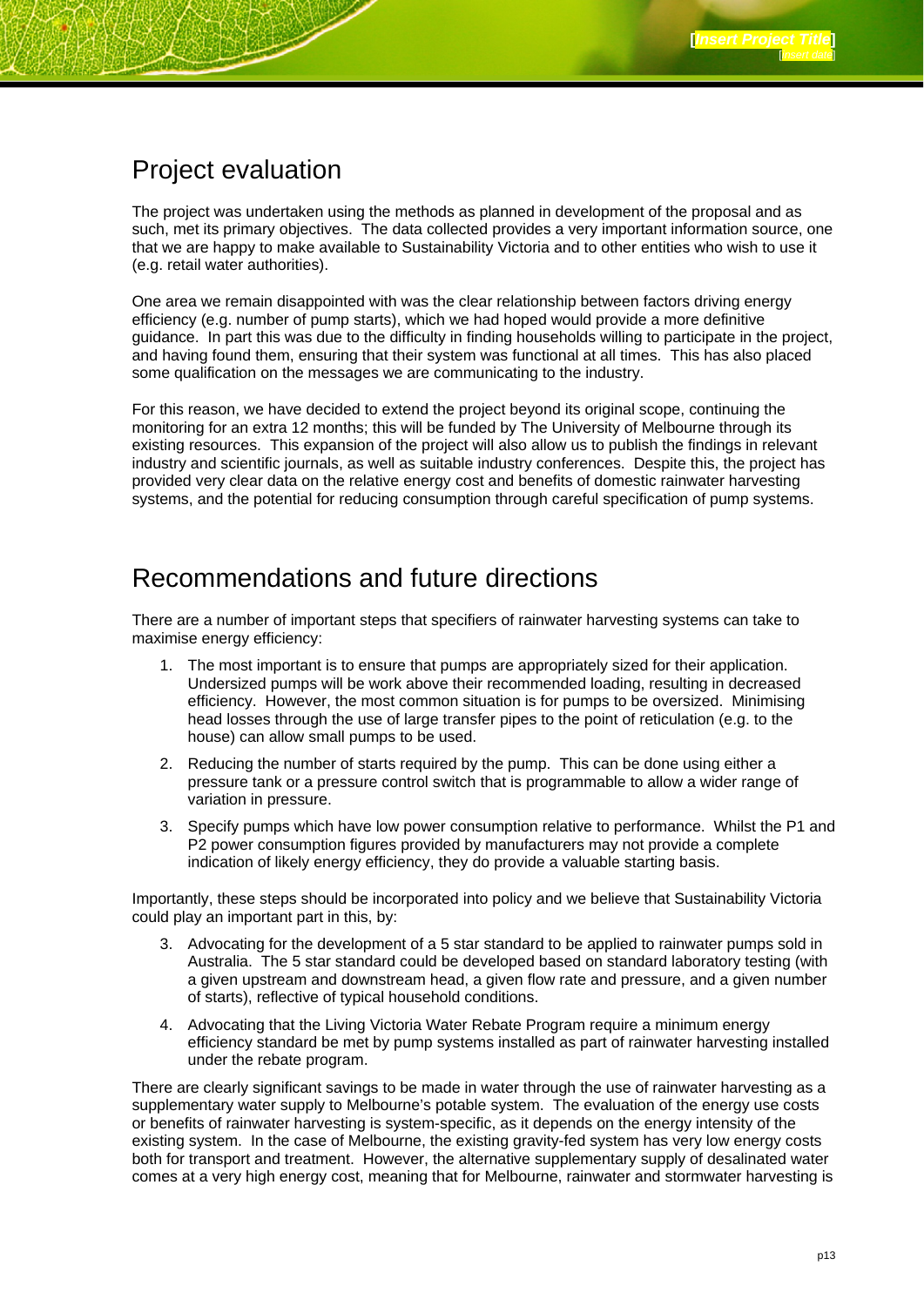## Project evaluation

The project was undertaken using the methods as planned in development of the proposal and as such, met its primary objectives. The data collected provides a very important information source, one that we are happy to make available to Sustainability Victoria and to other entities who wish to use it (e.g. retail water authorities).

One area we remain disappointed with was the clear relationship between factors driving energy efficiency (e.g. number of pump starts), which we had hoped would provide a more definitive guidance. In part this was due to the difficulty in finding households willing to participate in the project, and having found them, ensuring that their system was functional at all times. This has also placed some qualification on the messages we are communicating to the industry.

For this reason, we have decided to extend the project beyond its original scope, continuing the monitoring for an extra 12 months; this will be funded by The University of Melbourne through its existing resources. This expansion of the project will also allow us to publish the findings in relevant industry and scientific journals, as well as suitable industry conferences. Despite this, the project has provided very clear data on the relative energy cost and benefits of domestic rainwater harvesting systems, and the potential for reducing consumption through careful specification of pump systems.

## Recommendations and future directions

There are a number of important steps that specifiers of rainwater harvesting systems can take to maximise energy efficiency:

1. The most important is to ensure that pumps are appropriately sized for their application. Undersized pumps will be work above their recommended loading, resulting in decreased efficiency. However, the most common situation is for pumps to be oversized. Minimising head losses through the use of large transfer pipes to the point of reticulation (e.g. to the house) can allow small pumps to be used.
2. Reducing the number of starts required by the pump. This can be done using either a pressure tank or a pressure control switch that is programmable to allow a wider range of variation in pressure.
3. Specify pumps which have low power consumption relative to performance. Whilst the P1 and P2 power consumption figures provided by manufacturers may not provide a complete indication of likely energy efficiency, they do provide a valuable starting basis.

Importantly, these steps should be incorporated into policy and we believe that Sustainability Victoria could play an important part in this, by:

3. Advocating for the development of a 5 star standard to be applied to rainwater pumps sold in Australia. The 5 star standard could be developed based on standard laboratory testing (with a given upstream and downstream head, a given flow rate and pressure, and a given number of starts), reflective of typical household conditions.
4. Advocating that the Living Victoria Water Rebate Program require a minimum energy efficiency standard be met by pump systems installed as part of rainwater harvesting installed under the rebate program.

There are clearly significant savings to be made in water through the use of rainwater harvesting as a supplementary water supply to Melbourne's potable system. The evaluation of the energy use costs or benefits of rainwater harvesting is system-specific, as it depends on the energy intensity of the existing system. In the case of Melbourne, the existing gravity-fed system has very low energy costs both for transport and treatment. However, the alternative supplementary supply of desalinated water comes at a very high energy cost, meaning that for Melbourne, rainwater and stormwater harvesting is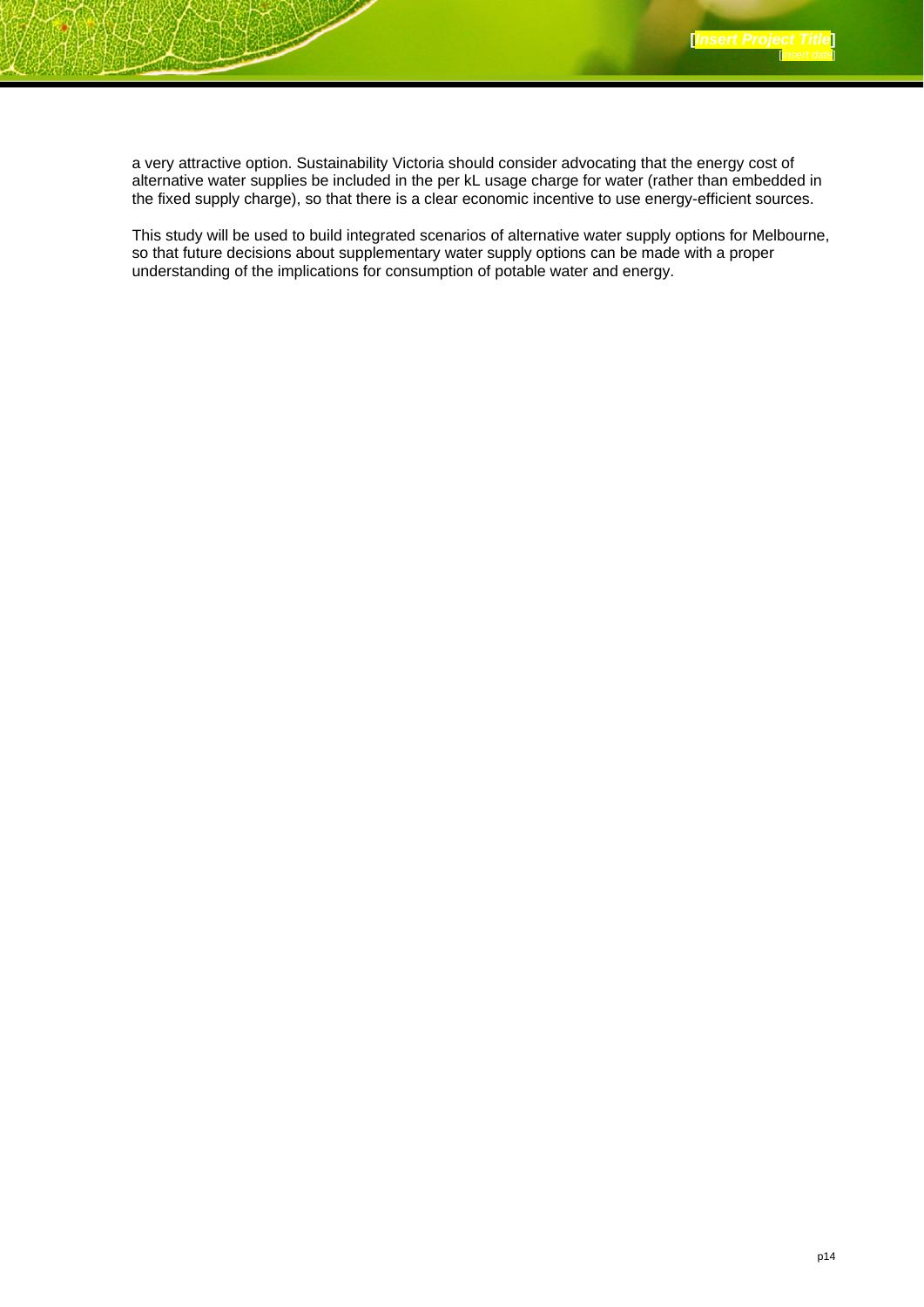a very attractive option. Sustainability Victoria should consider advocating that the energy cost of alternative water supplies be included in the per kL usage charge for water (rather than embedded in the fixed supply charge), so that there is a clear economic incentive to use energy-efficient sources.

This study will be used to build integrated scenarios of alternative water supply options for Melbourne, so that future decisions about supplementary water supply options can be made with a proper understanding of the implications for consumption of potable water and energy.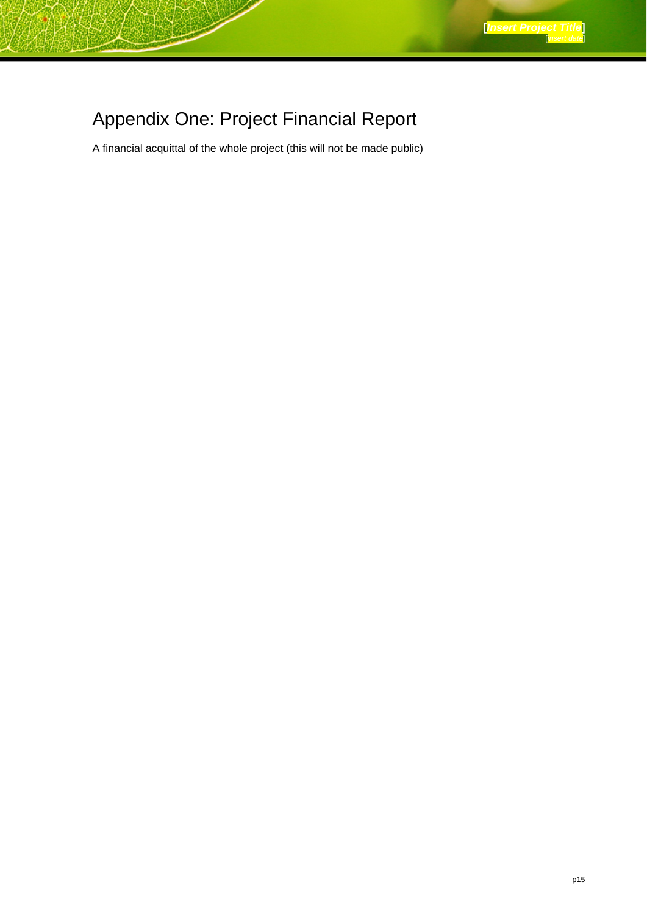# Appendix One: Project Financial Report

A financial acquittal of the whole project (this will not be made public)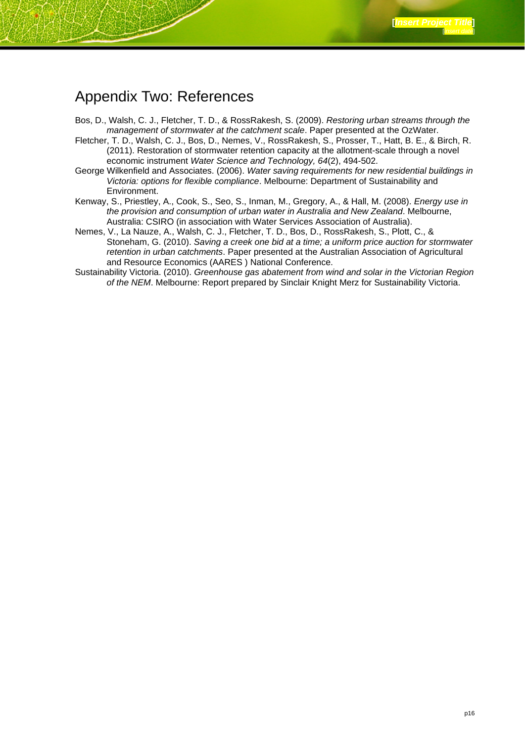# Appendix Two: References

Bos, D., Walsh, C. J., Fletcher, T. D., & RossRakesh, S. (2009). *Restoring urban streams through the management of stormwater at the catchment scale*. Paper presented at the OzWater.

Fletcher, T. D., Walsh, C. J., Bos, D., Nemes, V., RossRakesh, S., Prosser, T., Hatt, B. E., & Birch, R. (2011). Restoration of stormwater retention capacity at the allotment-scale through a novel economic instrument *Water Science and Technology, 64*(2), 494-502.

George Wilkenfield and Associates. (2006). *Water saving requirements for new residential buildings in Victoria: options for flexible compliance*. Melbourne: Department of Sustainability and Environment.

Kenway, S., Priestley, A., Cook, S., Seo, S., Inman, M., Gregory, A., & Hall, M. (2008). *Energy use in the provision and consumption of urban water in Australia and New Zealand*. Melbourne, Australia: CSIRO (in association with Water Services Association of Australia).

Nemes, V., La Nauze, A., Walsh, C. J., Fletcher, T. D., Bos, D., RossRakesh, S., Plott, C., & Stoneham, G. (2010). *Saving a creek one bid at a time; a uniform price auction for stormwater retention in urban catchments*. Paper presented at the Australian Association of Agricultural and Resource Economics (AARES ) National Conference.

Sustainability Victoria. (2010). *Greenhouse gas abatement from wind and solar in the Victorian Region of the NEM*. Melbourne: Report prepared by Sinclair Knight Merz for Sustainability Victoria.